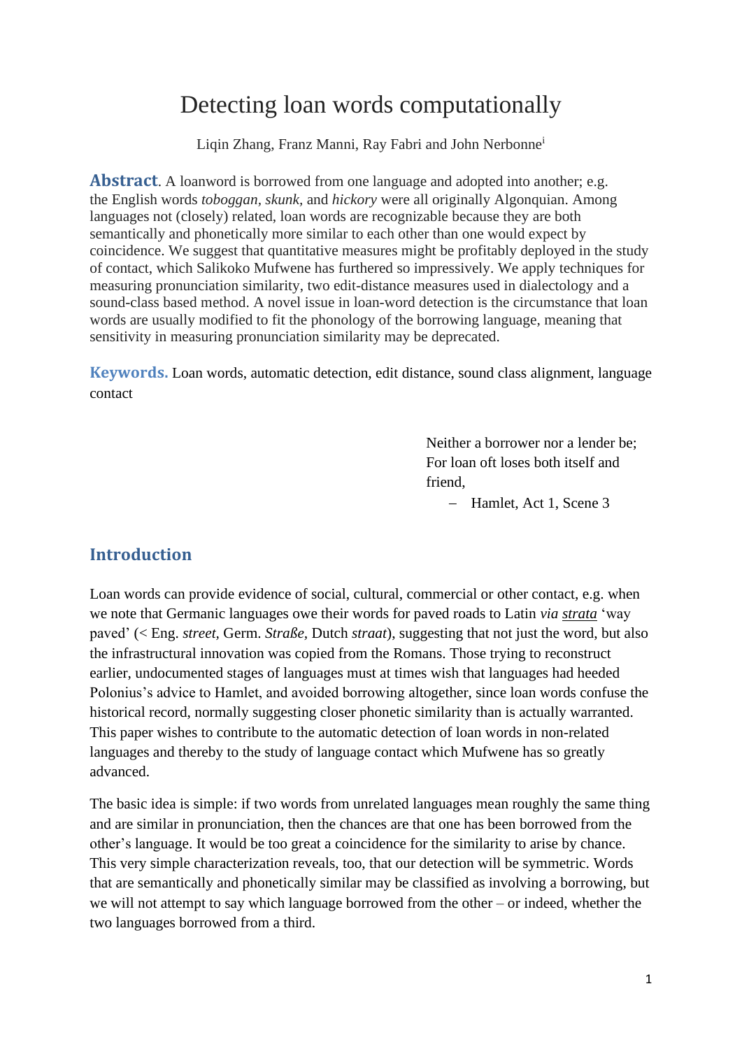# Detecting loan words computationally

Liqin Zhang, Franz Manni, Ray Fabri and John Nerbonne[i]

**Abstract**. A loanword is borrowed from one language and adopted into another; e.g. the English words *toboggan*, *skunk*, and *hickory* were all originally Algonquian. Among languages not (closely) related, loan words are recognizable because they are both semantically and phonetically more similar to each other than one would expect by coincidence. We suggest that quantitative measures might be profitably deployed in the study of contact, which Salikoko Mufwene has furthered so impressively. We apply techniques for measuring pronunciation similarity, two edit-distance measures used in dialectology and a sound-class based method. A novel issue in loan-word detection is the circumstance that loan words are usually modified to fit the phonology of the borrowing language, meaning that sensitivity in measuring pronunciation similarity may be deprecated.

**Keywords.** Loan words, automatic detection, edit distance, sound class alignment, language contact

> Neither a borrower nor a lender be;
> For loan oft loses both itself and friend,
> – Hamlet, Act 1, Scene 3

## Introduction

Loan words can provide evidence of social, cultural, commercial or other contact, e.g. when we note that Germanic languages owe their words for paved roads to Latin *via* *strata* 'way paved' (< Eng. *street*, Germ. *Straße*, Dutch *straat*), suggesting that not just the word, but also the infrastructural innovation was copied from the Romans. Those trying to reconstruct earlier, undocumented stages of languages must at times wish that languages had heeded Polonius's advice to Hamlet, and avoided borrowing altogether, since loan words confuse the historical record, normally suggesting closer phonetic similarity than is actually warranted. This paper wishes to contribute to the automatic detection of loan words in non-related languages and thereby to the study of language contact which Mufwene has so greatly advanced.

The basic idea is simple: if two words from unrelated languages mean roughly the same thing and are similar in pronunciation, then the chances are that one has been borrowed from the other's language. It would be too great a coincidence for the similarity to arise by chance. This very simple characterization reveals, too, that our detection will be symmetric. Words that are semantically and phonetically similar may be classified as involving a borrowing, but we will not attempt to say which language borrowed from the other – or indeed, whether the two languages borrowed from a third.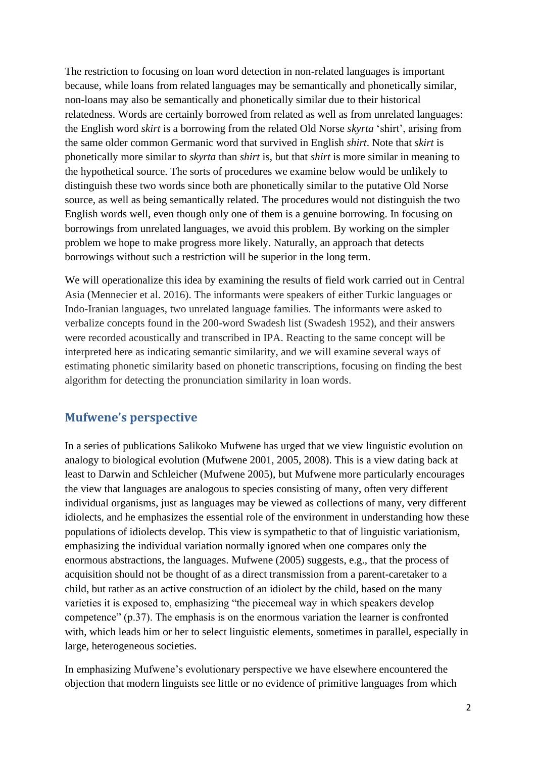The restriction to focusing on loan word detection in non-related languages is important because, while loans from related languages may be semantically and phonetically similar, non-loans may also be semantically and phonetically similar due to their historical relatedness. Words are certainly borrowed from related as well as from unrelated languages: the English word *skirt* is a borrowing from the related Old Norse *skyrta* 'shirt', arising from the same older common Germanic word that survived in English *shirt*. Note that *skirt* is phonetically more similar to *skyrta* than *shirt* is, but that *shirt* is more similar in meaning to the hypothetical source. The sorts of procedures we examine below would be unlikely to distinguish these two words since both are phonetically similar to the putative Old Norse source, as well as being semantically related. The procedures would not distinguish the two English words well, even though only one of them is a genuine borrowing. In focusing on borrowings from unrelated languages, we avoid this problem. By working on the simpler problem we hope to make progress more likely. Naturally, an approach that detects borrowings without such a restriction will be superior in the long term.

We will operationalize this idea by examining the results of field work carried out in Central Asia (Mennecier et al. 2016). The informants were speakers of either Turkic languages or Indo-Iranian languages, two unrelated language families. The informants were asked to verbalize concepts found in the 200-word Swadesh list (Swadesh 1952), and their answers were recorded acoustically and transcribed in IPA. Reacting to the same concept will be interpreted here as indicating semantic similarity, and we will examine several ways of estimating phonetic similarity based on phonetic transcriptions, focusing on finding the best algorithm for detecting the pronunciation similarity in loan words.

## Mufwene's perspective

In a series of publications Salikoko Mufwene has urged that we view linguistic evolution on analogy to biological evolution (Mufwene 2001, 2005, 2008). This is a view dating back at least to Darwin and Schleicher (Mufwene 2005), but Mufwene more particularly encourages the view that languages are analogous to species consisting of many, often very different individual organisms, just as languages may be viewed as collections of many, very different idiolects, and he emphasizes the essential role of the environment in understanding how these populations of idiolects develop. This view is sympathetic to that of linguistic variationism, emphasizing the individual variation normally ignored when one compares only the enormous abstractions, the languages. Mufwene (2005) suggests, e.g., that the process of acquisition should not be thought of as a direct transmission from a parent-caretaker to a child, but rather as an active construction of an idiolect by the child, based on the many varieties it is exposed to, emphasizing "the piecemeal way in which speakers develop competence" (p.37). The emphasis is on the enormous variation the learner is confronted with, which leads him or her to select linguistic elements, sometimes in parallel, especially in large, heterogeneous societies.

In emphasizing Mufwene's evolutionary perspective we have elsewhere encountered the objection that modern linguists see little or no evidence of primitive languages from which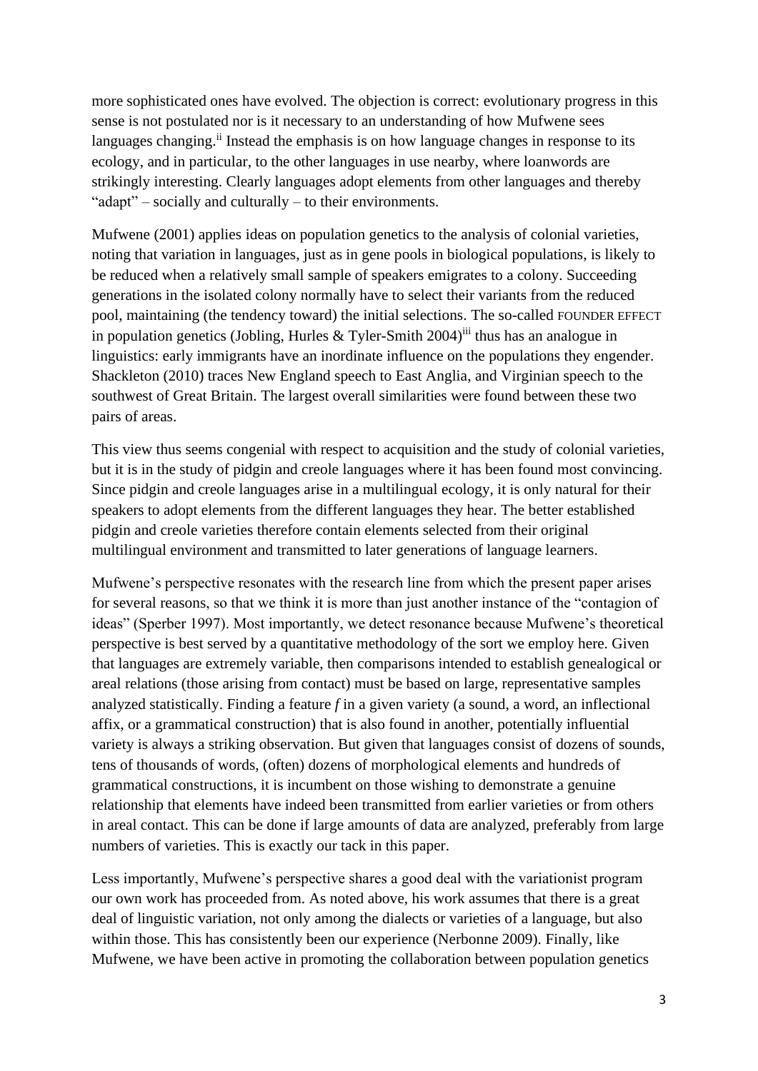more sophisticated ones have evolved. The objection is correct: evolutionary progress in this sense is not postulated nor is it necessary to an understanding of how Mufwene sees languages changing.[ii] Instead the emphasis is on how language changes in response to its ecology, and in particular, to the other languages in use nearby, where loanwords are strikingly interesting. Clearly languages adopt elements from other languages and thereby "adapt" – socially and culturally – to their environments.

Mufwene (2001) applies ideas on population genetics to the analysis of colonial varieties, noting that variation in languages, just as in gene pools in biological populations, is likely to be reduced when a relatively small sample of speakers emigrates to a colony. Succeeding generations in the isolated colony normally have to select their variants from the reduced pool, maintaining (the tendency toward) the initial selections. The so-called FOUNDER EFFECT in population genetics (Jobling, Hurles & Tyler-Smith 2004)[iii] thus has an analogue in linguistics: early immigrants have an inordinate influence on the populations they engender. Shackleton (2010) traces New England speech to East Anglia, and Virginian speech to the southwest of Great Britain. The largest overall similarities were found between these two pairs of areas.

This view thus seems congenial with respect to acquisition and the study of colonial varieties, but it is in the study of pidgin and creole languages where it has been found most convincing. Since pidgin and creole languages arise in a multilingual ecology, it is only natural for their speakers to adopt elements from the different languages they hear. The better established pidgin and creole varieties therefore contain elements selected from their original multilingual environment and transmitted to later generations of language learners.

Mufwene's perspective resonates with the research line from which the present paper arises for several reasons, so that we think it is more than just another instance of the "contagion of ideas" (Sperber 1997). Most importantly, we detect resonance because Mufwene's theoretical perspective is best served by a quantitative methodology of the sort we employ here. Given that languages are extremely variable, then comparisons intended to establish genealogical or areal relations (those arising from contact) must be based on large, representative samples analyzed statistically. Finding a feature *f* in a given variety (a sound, a word, an inflectional affix, or a grammatical construction) that is also found in another, potentially influential variety is always a striking observation. But given that languages consist of dozens of sounds, tens of thousands of words, (often) dozens of morphological elements and hundreds of grammatical constructions, it is incumbent on those wishing to demonstrate a genuine relationship that elements have indeed been transmitted from earlier varieties or from others in areal contact. This can be done if large amounts of data are analyzed, preferably from large numbers of varieties. This is exactly our tack in this paper.

Less importantly, Mufwene's perspective shares a good deal with the variationist program our own work has proceeded from. As noted above, his work assumes that there is a great deal of linguistic variation, not only among the dialects or varieties of a language, but also within those. This has consistently been our experience (Nerbonne 2009). Finally, like Mufwene, we have been active in promoting the collaboration between population genetics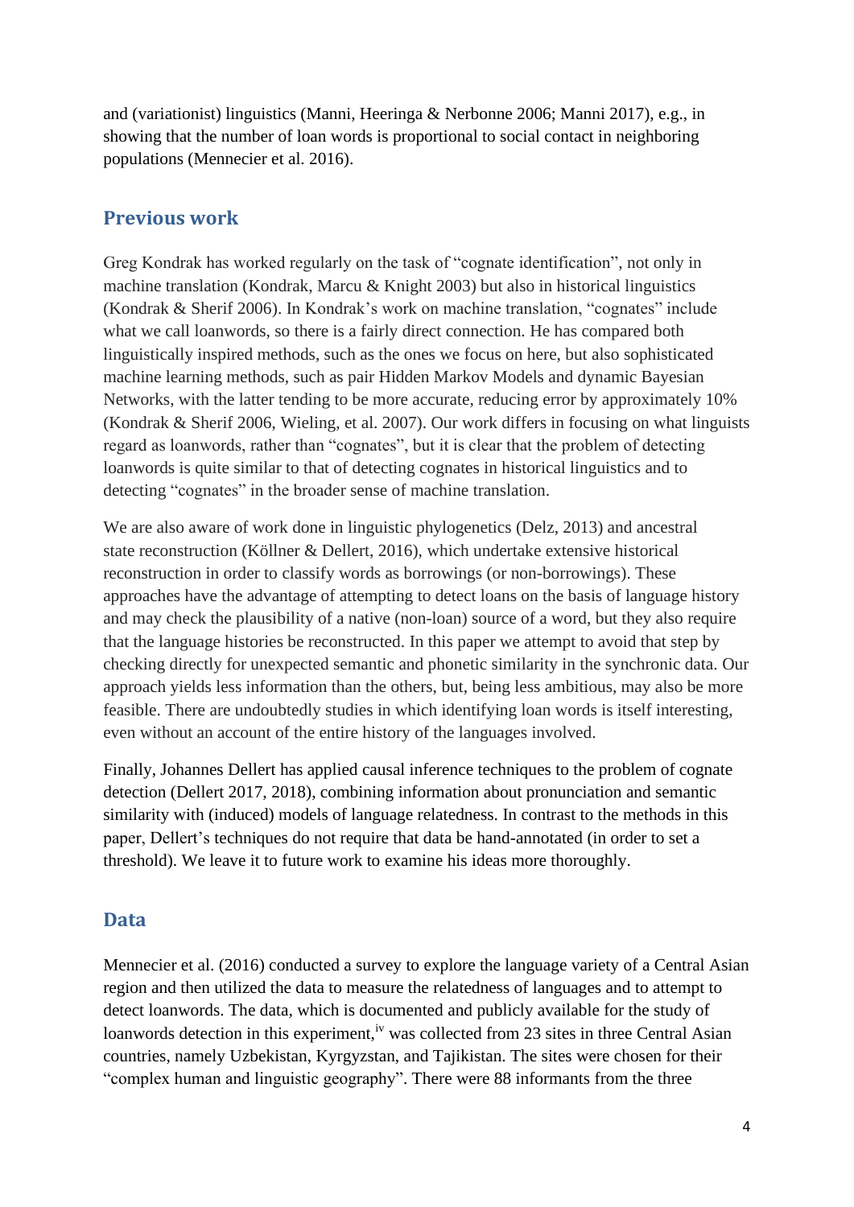and (variationist) linguistics (Manni, Heeringa & Nerbonne 2006; Manni 2017), e.g., in showing that the number of loan words is proportional to social contact in neighboring populations (Mennecier et al. 2016).

## Previous work

Greg Kondrak has worked regularly on the task of "cognate identification", not only in machine translation (Kondrak, Marcu & Knight 2003) but also in historical linguistics (Kondrak & Sherif 2006). In Kondrak's work on machine translation, "cognates" include what we call loanwords, so there is a fairly direct connection. He has compared both linguistically inspired methods, such as the ones we focus on here, but also sophisticated machine learning methods, such as pair Hidden Markov Models and dynamic Bayesian Networks, with the latter tending to be more accurate, reducing error by approximately 10% (Kondrak & Sherif 2006, Wieling, et al. 2007). Our work differs in focusing on what linguists regard as loanwords, rather than "cognates", but it is clear that the problem of detecting loanwords is quite similar to that of detecting cognates in historical linguistics and to detecting "cognates" in the broader sense of machine translation.

We are also aware of work done in linguistic phylogenetics (Delz, 2013) and ancestral state reconstruction (Köllner & Dellert, 2016), which undertake extensive historical reconstruction in order to classify words as borrowings (or non-borrowings). These approaches have the advantage of attempting to detect loans on the basis of language history and may check the plausibility of a native (non-loan) source of a word, but they also require that the language histories be reconstructed. In this paper we attempt to avoid that step by checking directly for unexpected semantic and phonetic similarity in the synchronic data. Our approach yields less information than the others, but, being less ambitious, may also be more feasible. There are undoubtedly studies in which identifying loan words is itself interesting, even without an account of the entire history of the languages involved.

Finally, Johannes Dellert has applied causal inference techniques to the problem of cognate detection (Dellert 2017, 2018), combining information about pronunciation and semantic similarity with (induced) models of language relatedness. In contrast to the methods in this paper, Dellert's techniques do not require that data be hand-annotated (in order to set a threshold). We leave it to future work to examine his ideas more thoroughly.

## Data

Mennecier et al. (2016) conducted a survey to explore the language variety of a Central Asian region and then utilized the data to measure the relatedness of languages and to attempt to detect loanwords. The data, which is documented and publicly available for the study of loanwords detection in this experiment,[iv] was collected from 23 sites in three Central Asian countries, namely Uzbekistan, Kyrgyzstan, and Tajikistan. The sites were chosen for their "complex human and linguistic geography". There were 88 informants from the three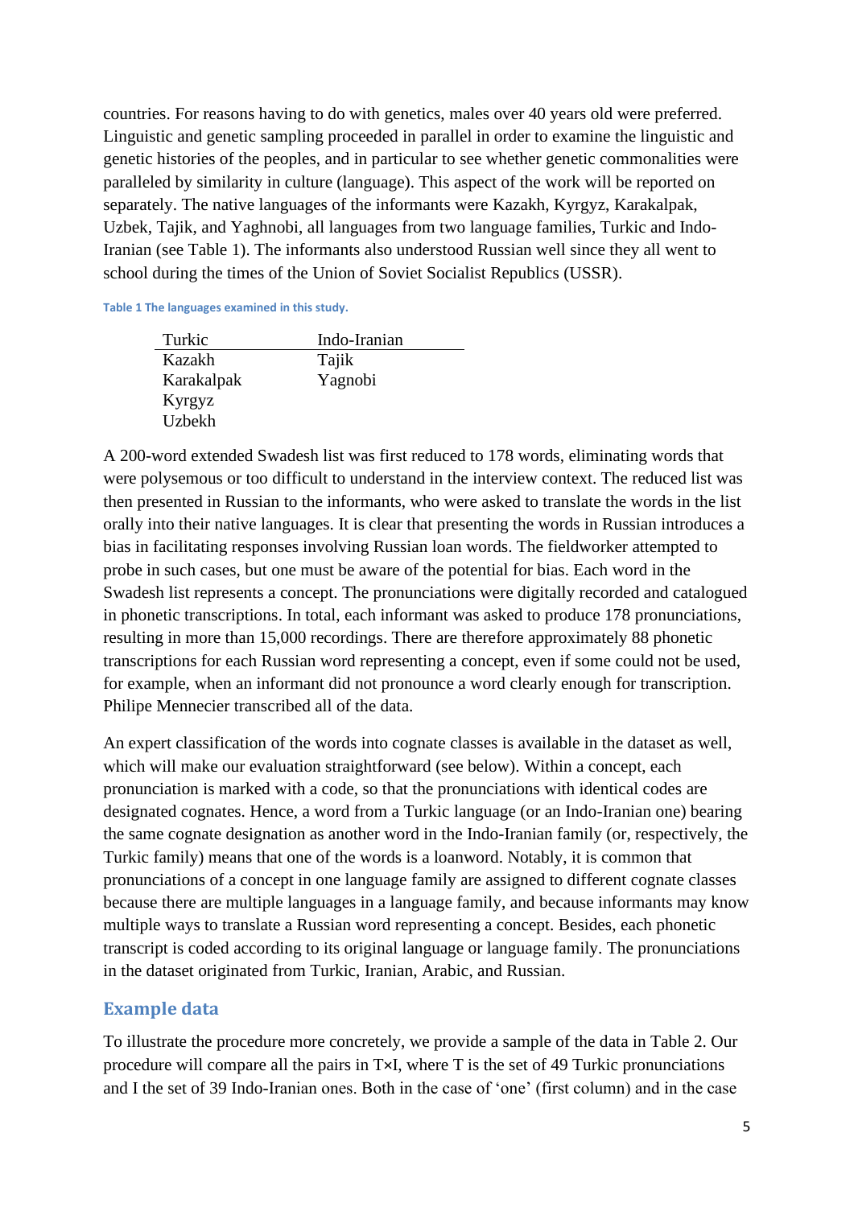countries. For reasons having to do with genetics, males over 40 years old were preferred. Linguistic and genetic sampling proceeded in parallel in order to examine the linguistic and genetic histories of the peoples, and in particular to see whether genetic commonalities were paralleled by similarity in culture (language). This aspect of the work will be reported on separately. The native languages of the informants were Kazakh, Kyrgyz, Karakalpak, Uzbek, Tajik, and Yaghnobi, all languages from two language families, Turkic and Indo-Iranian (see Table 1). The informants also understood Russian well since they all went to school during the times of the Union of Soviet Socialist Republics (USSR).

**Table 1 The languages examined in this study.**

| Turkic | Indo-Iranian |
|---|---|
| Kazakh | Tajik |
| Karakalpak | Yagnobi |
| Kyrgyz | |
| Uzbekh | |

A 200-word extended Swadesh list was first reduced to 178 words, eliminating words that were polysemous or too difficult to understand in the interview context. The reduced list was then presented in Russian to the informants, who were asked to translate the words in the list orally into their native languages. It is clear that presenting the words in Russian introduces a bias in facilitating responses involving Russian loan words. The fieldworker attempted to probe in such cases, but one must be aware of the potential for bias. Each word in the Swadesh list represents a concept. The pronunciations were digitally recorded and catalogued in phonetic transcriptions. In total, each informant was asked to produce 178 pronunciations, resulting in more than 15,000 recordings. There are therefore approximately 88 phonetic transcriptions for each Russian word representing a concept, even if some could not be used, for example, when an informant did not pronounce a word clearly enough for transcription. Philipe Mennecier transcribed all of the data.

An expert classification of the words into cognate classes is available in the dataset as well, which will make our evaluation straightforward (see below). Within a concept, each pronunciation is marked with a code, so that the pronunciations with identical codes are designated cognates. Hence, a word from a Turkic language (or an Indo-Iranian one) bearing the same cognate designation as another word in the Indo-Iranian family (or, respectively, the Turkic family) means that one of the words is a loanword. Notably, it is common that pronunciations of a concept in one language family are assigned to different cognate classes because there are multiple languages in a language family, and because informants may know multiple ways to translate a Russian word representing a concept. Besides, each phonetic transcript is coded according to its original language or language family. The pronunciations in the dataset originated from Turkic, Iranian, Arabic, and Russian.

## Example data

To illustrate the procedure more concretely, we provide a sample of the data in Table 2. Our procedure will compare all the pairs in T×I, where T is the set of 49 Turkic pronunciations and I the set of 39 Indo-Iranian ones. Both in the case of 'one' (first column) and in the case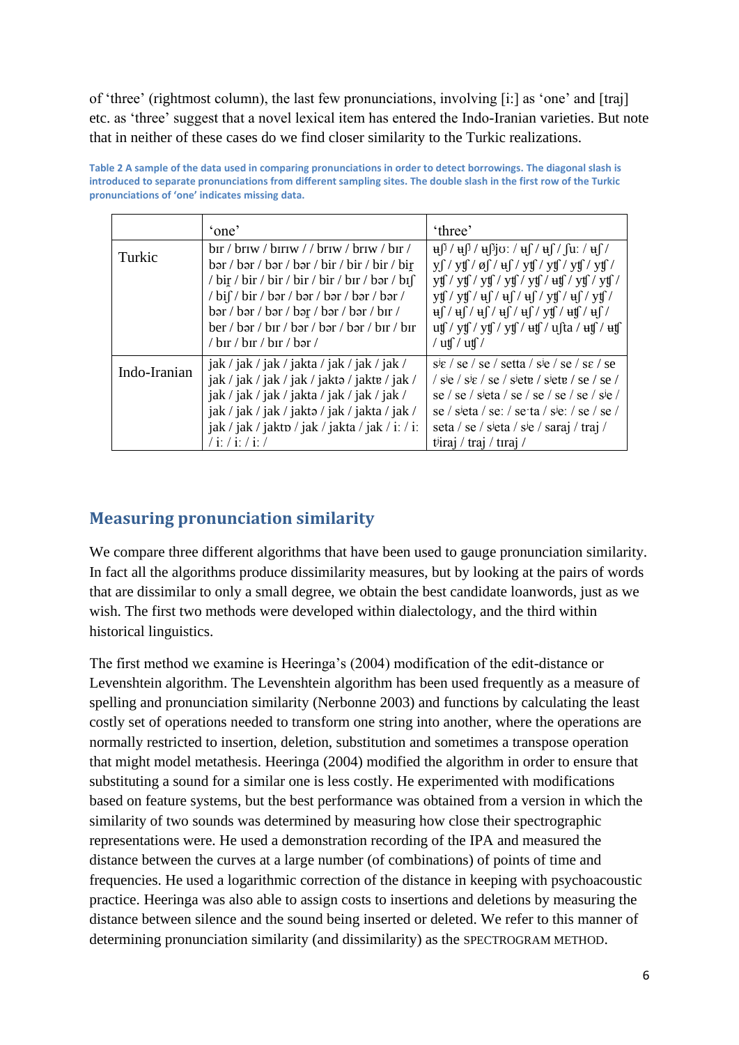of 'three' (rightmost column), the last few pronunciations, involving [iː] as 'one' and [traj] etc. as 'three' suggest that a novel lexical item has entered the Indo-Iranian varieties. But note that in neither of these cases do we find closer similarity to the Turkic realizations.

**Table 2 A sample of the data used in comparing pronunciations in order to detect borrowings. The diagonal slash is introduced to separate pronunciations from different sampling sites. The double slash in the first row of the Turkic pronunciations of 'one' indicates missing data.**

| | 'one' | 'three' |
|---|---|---|
| Turkic | bɪr / brɪw / bɪrɪw / / brɪw / brɪw / bɪr / bər / bər / bər / bər / bir / bir / bir / biɽ / biɽ / bir / bir / bir / bir / bɪr / bər / bɪʃ / biʃ / bir / bər / bər / bər / bər / bər / bər / bər / bər / bəɽ / bər / bər / bɪr / ber / bər / bɪr / bər / bər / bɪr / bɪr / bɪr / bɪr / bɪr / bər / | ʉʃⁱ / ʉʃⁱ / ʉʃⁱjʊː / ʉʃ / ʉʃ / ʃuː / ʉʃ / yʃ / ytʃ / øʃ / ʉʃ / ytʃ / ytʃ / ytʃ / ytʃ / ytʃ / ytʃ / ytʃ / ytʃ / ytʃ / ʉtʃ / ytʃ / ytʃ / ytʃ / ytʃ / ʉʃ / ʉʃ / ʉʃ / ytʃ / ʉʃ / ytʃ / ʉʃ / ʉʃ / ʉʃ / ʉʃ / ʉʃ / ytʃ / ʉtʃ / ʉʃ / utʃ / ytʃ / ytʃ / ytʃ / ʉtʃ / uʃta / ʉtʃ / ʉtʃ / utʃ / utʃ / |
| Indo-Iranian | jak / jak / jak / jakta / jak / jak / jak / jak / jak / jak / jak / jaktə / jaktɐ / jak / jak / jak / jakta / jak / jak / jak / jak / jak / jak / jaktə / jak / jakta / jak / jak / jak / jaktɒ / jak / jakta / jak / iː / iː / iː / iː / iː / | sʲɛ / se / se / setta / sʲe / se / sɛ / se / sʲe / sʲɛ / se / sʲetɐ / sʲetɐ / se / se / se / se / sʲeta / se / se / se / se / sʲe / se / sʲeta / seː / seˑta / sʲeː / se / se / seta / se / sʲeta / sʲe / saraj / traj / tʲiraj / traj / tɪraj / |

## Measuring pronunciation similarity

We compare three different algorithms that have been used to gauge pronunciation similarity. In fact all the algorithms produce dissimilarity measures, but by looking at the pairs of words that are dissimilar to only a small degree, we obtain the best candidate loanwords, just as we wish. The first two methods were developed within dialectology, and the third within historical linguistics.

The first method we examine is Heeringa's (2004) modification of the edit-distance or Levenshtein algorithm. The Levenshtein algorithm has been used frequently as a measure of spelling and pronunciation similarity (Nerbonne 2003) and functions by calculating the least costly set of operations needed to transform one string into another, where the operations are normally restricted to insertion, deletion, substitution and sometimes a transpose operation that might model metathesis. Heeringa (2004) modified the algorithm in order to ensure that substituting a sound for a similar one is less costly. He experimented with modifications based on feature systems, but the best performance was obtained from a version in which the similarity of two sounds was determined by measuring how close their spectrographic representations were. He used a demonstration recording of the IPA and measured the distance between the curves at a large number (of combinations) of points of time and frequencies. He used a logarithmic correction of the distance in keeping with psychoacoustic practice. Heeringa was also able to assign costs to insertions and deletions by measuring the distance between silence and the sound being inserted or deleted. We refer to this manner of determining pronunciation similarity (and dissimilarity) as the SPECTROGRAM METHOD.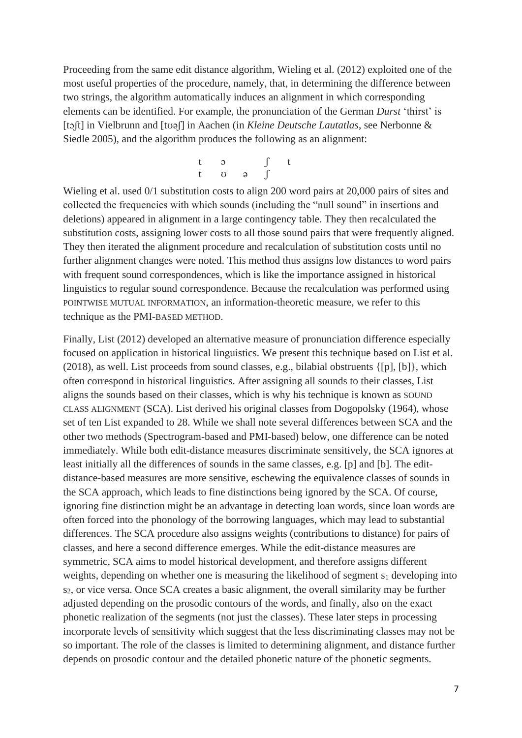Proceeding from the same edit distance algorithm, Wieling et al. (2012) exploited one of the most useful properties of the procedure, namely, that, in determining the difference between two strings, the algorithm automatically induces an alignment in which corresponding elements can be identified. For example, the pronunciation of the German *Durst* 'thirst' is [tɔʃt] in Vielbrunn and [tʊəʃ] in Aachen (in *Kleine Deutsche Lautatlas*, see Nerbonne & Siedle 2005), and the algorithm produces the following as an alignment:

| t | ɔ |   | ʃ | t |
|---|---|---|---|---|
| t | ʊ | ə | ʃ |   |

Wieling et al. used 0/1 substitution costs to align 200 word pairs at 20,000 pairs of sites and collected the frequencies with which sounds (including the "null sound" in insertions and deletions) appeared in alignment in a large contingency table. They then recalculated the substitution costs, assigning lower costs to all those sound pairs that were frequently aligned. They then iterated the alignment procedure and recalculation of substitution costs until no further alignment changes were noted. This method thus assigns low distances to word pairs with frequent sound correspondences, which is like the importance assigned in historical linguistics to regular sound correspondence. Because the recalculation was performed using POINTWISE MUTUAL INFORMATION, an information-theoretic measure, we refer to this technique as the PMI-BASED METHOD.

Finally, List (2012) developed an alternative measure of pronunciation difference especially focused on application in historical linguistics. We present this technique based on List et al. (2018), as well. List proceeds from sound classes, e.g., bilabial obstruents {[p], [b]}, which often correspond in historical linguistics. After assigning all sounds to their classes, List aligns the sounds based on their classes, which is why his technique is known as SOUND CLASS ALIGNMENT (SCA). List derived his original classes from Dogopolsky (1964), whose set of ten List expanded to 28. While we shall note several differences between SCA and the other two methods (Spectrogram-based and PMI-based) below, one difference can be noted immediately. While both edit-distance measures discriminate sensitively, the SCA ignores at least initially all the differences of sounds in the same classes, e.g. [p] and [b]. The edit-distance-based measures are more sensitive, eschewing the equivalence classes of sounds in the SCA approach, which leads to fine distinctions being ignored by the SCA. Of course, ignoring fine distinction might be an advantage in detecting loan words, since loan words are often forced into the phonology of the borrowing languages, which may lead to substantial differences. The SCA procedure also assigns weights (contributions to distance) for pairs of classes, and here a second difference emerges. While the edit-distance measures are symmetric, SCA aims to model historical development, and therefore assigns different weights, depending on whether one is measuring the likelihood of segment $s_1$ developing into $s_2$, or vice versa. Once SCA creates a basic alignment, the overall similarity may be further adjusted depending on the prosodic contours of the words, and finally, also on the exact phonetic realization of the segments (not just the classes). These later steps in processing incorporate levels of sensitivity which suggest that the less discriminating classes may not be so important. The role of the classes is limited to determining alignment, and distance further depends on prosodic contour and the detailed phonetic nature of the phonetic segments.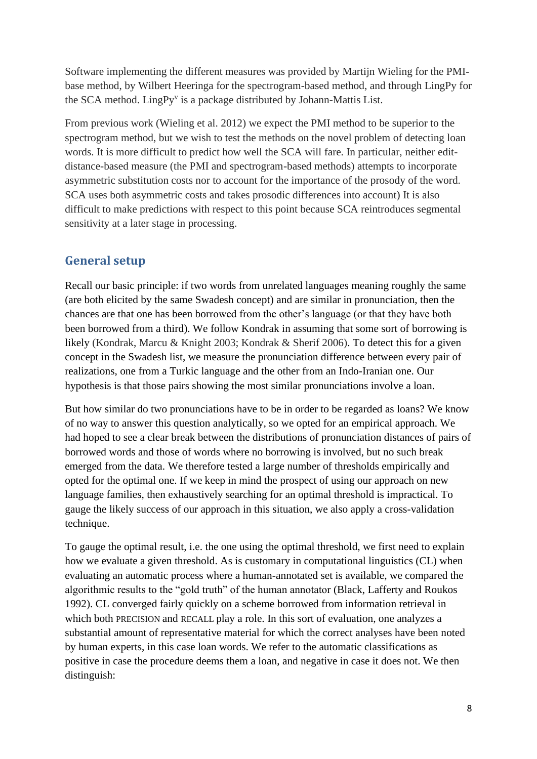Software implementing the different measures was provided by Martijn Wieling for the PMI-base method, by Wilbert Heeringa for the spectrogram-based method, and through LingPy for the SCA method. LingPy[v] is a package distributed by Johann-Mattis List.

From previous work (Wieling et al. 2012) we expect the PMI method to be superior to the spectrogram method, but we wish to test the methods on the novel problem of detecting loan words. It is more difficult to predict how well the SCA will fare. In particular, neither edit-distance-based measure (the PMI and spectrogram-based methods) attempts to incorporate asymmetric substitution costs nor to account for the importance of the prosody of the word. SCA uses both asymmetric costs and takes prosodic differences into account) It is also difficult to make predictions with respect to this point because SCA reintroduces segmental sensitivity at a later stage in processing.

## General setup

Recall our basic principle: if two words from unrelated languages meaning roughly the same (are both elicited by the same Swadesh concept) and are similar in pronunciation, then the chances are that one has been borrowed from the other's language (or that they have both been borrowed from a third). We follow Kondrak in assuming that some sort of borrowing is likely (Kondrak, Marcu & Knight 2003; Kondrak & Sherif 2006). To detect this for a given concept in the Swadesh list, we measure the pronunciation difference between every pair of realizations, one from a Turkic language and the other from an Indo-Iranian one. Our hypothesis is that those pairs showing the most similar pronunciations involve a loan.

But how similar do two pronunciations have to be in order to be regarded as loans? We know of no way to answer this question analytically, so we opted for an empirical approach. We had hoped to see a clear break between the distributions of pronunciation distances of pairs of borrowed words and those of words where no borrowing is involved, but no such break emerged from the data. We therefore tested a large number of thresholds empirically and opted for the optimal one. If we keep in mind the prospect of using our approach on new language families, then exhaustively searching for an optimal threshold is impractical. To gauge the likely success of our approach in this situation, we also apply a cross-validation technique.

To gauge the optimal result, i.e. the one using the optimal threshold, we first need to explain how we evaluate a given threshold. As is customary in computational linguistics (CL) when evaluating an automatic process where a human-annotated set is available, we compared the algorithmic results to the "gold truth" of the human annotator (Black, Lafferty and Roukos 1992). CL converged fairly quickly on a scheme borrowed from information retrieval in which both PRECISION and RECALL play a role. In this sort of evaluation, one analyzes a substantial amount of representative material for which the correct analyses have been noted by human experts, in this case loan words. We refer to the automatic classifications as positive in case the procedure deems them a loan, and negative in case it does not. We then distinguish: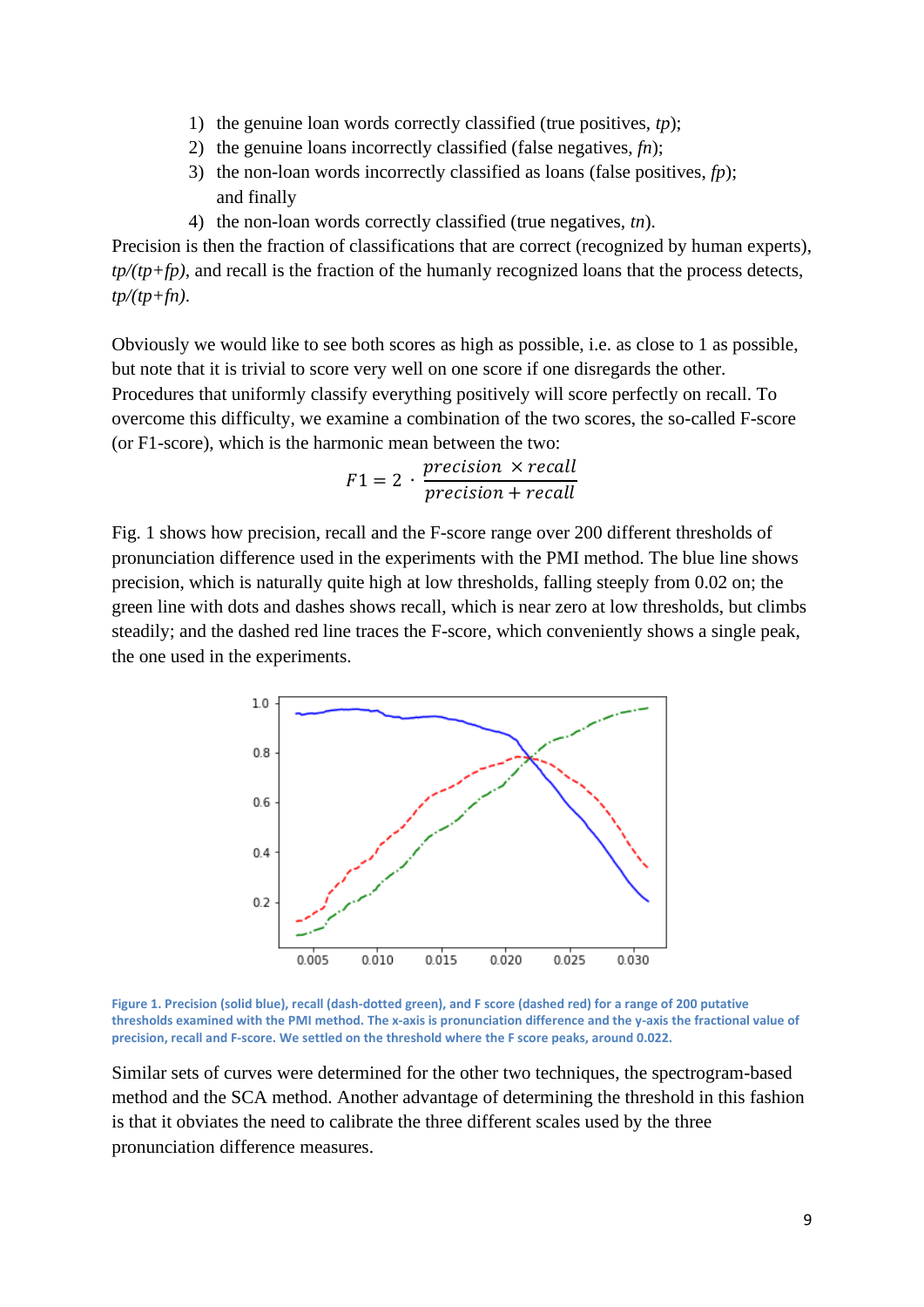1) the genuine loan words correctly classified (true positives, *tp*);
2) the genuine loans incorrectly classified (false negatives, *fn*);
3) the non-loan words incorrectly classified as loans (false positives, *fp*); and finally
4) the non-loan words correctly classified (true negatives, *tn*).

Precision is then the fraction of classifications that are correct (recognized by human experts), *tp/(tp+fp)*, and recall is the fraction of the humanly recognized loans that the process detects, *tp/(tp+fn)*.

Obviously we would like to see both scores as high as possible, i.e. as close to 1 as possible, but note that it is trivial to score very well on one score if one disregards the other. Procedures that uniformly classify everything positively will score perfectly on recall. To overcome this difficulty, we examine a combination of the two scores, the so-called F-score (or F1-score), which is the harmonic mean between the two:

$$F1 = 2 \cdot \frac{precision \times recall}{precision + recall}$$

Fig. 1 shows how precision, recall and the F-score range over 200 different thresholds of pronunciation difference used in the experiments with the PMI method. The blue line shows precision, which is naturally quite high at low thresholds, falling steeply from 0.02 on; the green line with dots and dashes shows recall, which is near zero at low thresholds, but climbs steadily; and the dashed red line traces the F-score, which conveniently shows a single peak, the one used in the experiments.

**Figure 1. Precision (solid blue), recall (dash-dotted green), and F score (dashed red) for a range of 200 putative thresholds examined with the PMI method. The x-axis is pronunciation difference and the y-axis the fractional value of precision, recall and F-score. We settled on the threshold where the F score peaks, around 0.022.**

Similar sets of curves were determined for the other two techniques, the spectrogram-based method and the SCA method. Another advantage of determining the threshold in this fashion is that it obviates the need to calibrate the three different scales used by the three pronunciation difference measures.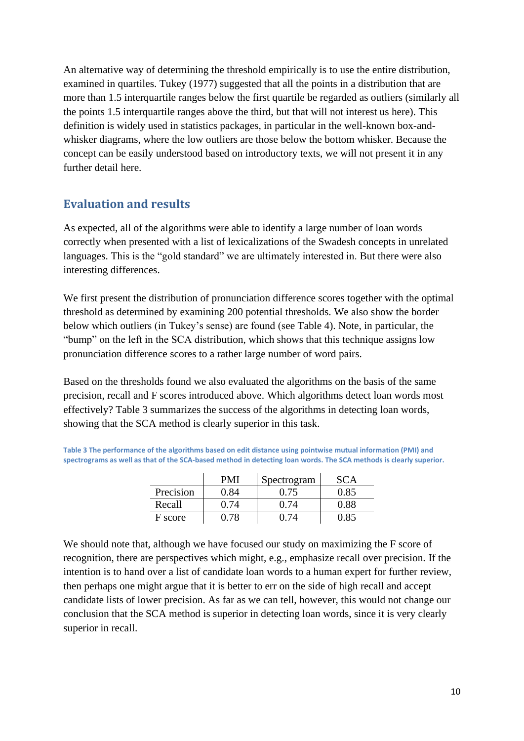An alternative way of determining the threshold empirically is to use the entire distribution, examined in quartiles. Tukey (1977) suggested that all the points in a distribution that are more than 1.5 interquartile ranges below the first quartile be regarded as outliers (similarly all the points 1.5 interquartile ranges above the third, but that will not interest us here). This definition is widely used in statistics packages, in particular in the well-known box-and-whisker diagrams, where the low outliers are those below the bottom whisker. Because the concept can be easily understood based on introductory texts, we will not present it in any further detail here.

## Evaluation and results

As expected, all of the algorithms were able to identify a large number of loan words correctly when presented with a list of lexicalizations of the Swadesh concepts in unrelated languages. This is the "gold standard" we are ultimately interested in. But there were also interesting differences.

We first present the distribution of pronunciation difference scores together with the optimal threshold as determined by examining 200 potential thresholds. We also show the border below which outliers (in Tukey's sense) are found (see Table 4). Note, in particular, the "bump" on the left in the SCA distribution, which shows that this technique assigns low pronunciation difference scores to a rather large number of word pairs.

Based on the thresholds found we also evaluated the algorithms on the basis of the same precision, recall and F scores introduced above. Which algorithms detect loan words most effectively? Table 3 summarizes the success of the algorithms in detecting loan words, showing that the SCA method is clearly superior in this task.

**Table 3 The performance of the algorithms based on edit distance using pointwise mutual information (PMI) and spectrograms as well as that of the SCA-based method in detecting loan words. The SCA methods is clearly superior.**

| | PMI | Spectrogram | SCA |
|---|---|---|---|
| Precision | 0.84 | 0.75 | 0.85 |
| Recall | 0.74 | 0.74 | 0.88 |
| F score | 0.78 | 0.74 | 0.85 |

We should note that, although we have focused our study on maximizing the F score of recognition, there are perspectives which might, e.g., emphasize recall over precision. If the intention is to hand over a list of candidate loan words to a human expert for further review, then perhaps one might argue that it is better to err on the side of high recall and accept candidate lists of lower precision. As far as we can tell, however, this would not change our conclusion that the SCA method is superior in detecting loan words, since it is very clearly superior in recall.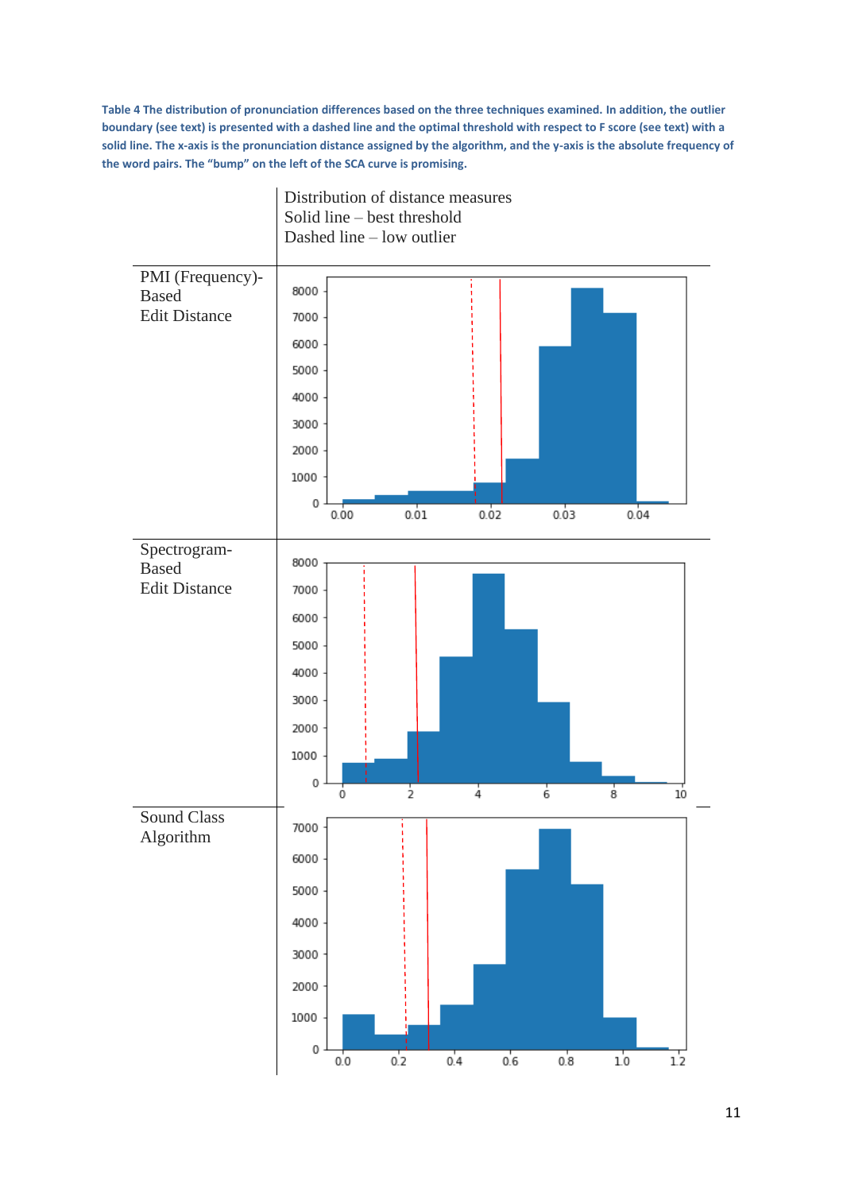**Table 4 The distribution of pronunciation differences based on the three techniques examined. In addition, the outlier boundary (see text) is presented with a dashed line and the optimal threshold with respect to F score (see text) with a solid line. The x-axis is the pronunciation distance assigned by the algorithm, and the y-axis is the absolute frequency of the word pairs. The "bump" on the left of the SCA curve is promising.**

| | Distribution of distance measures<br>Solid line – best threshold<br>Dashed line – low outlier |
|---|---|
| PMI (Frequency)-Based Edit Distance | |
| Spectrogram-Based Edit Distance | |
| Sound Class Algorithm | |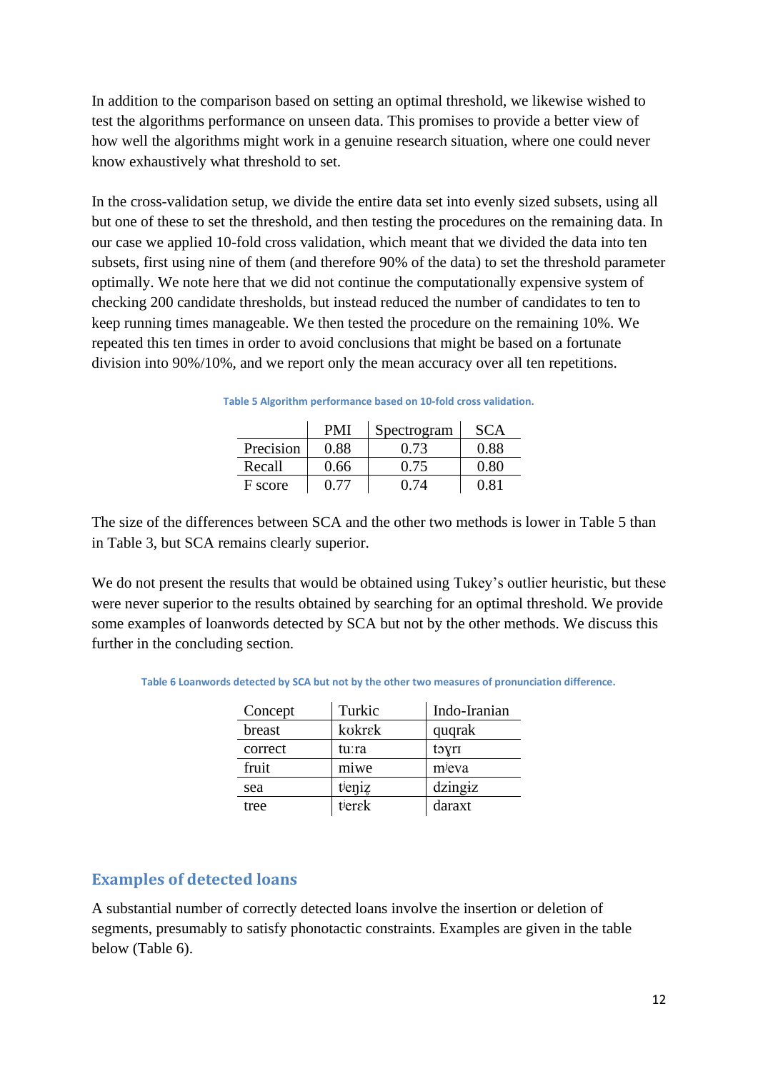In addition to the comparison based on setting an optimal threshold, we likewise wished to test the algorithms performance on unseen data. This promises to provide a better view of how well the algorithms might work in a genuine research situation, where one could never know exhaustively what threshold to set.

In the cross-validation setup, we divide the entire data set into evenly sized subsets, using all but one of these to set the threshold, and then testing the procedures on the remaining data. In our case we applied 10-fold cross validation, which meant that we divided the data into ten subsets, first using nine of them (and therefore 90% of the data) to set the threshold parameter optimally. We note here that we did not continue the computationally expensive system of checking 200 candidate thresholds, but instead reduced the number of candidates to ten to keep running times manageable. We then tested the procedure on the remaining 10%. We repeated this ten times in order to avoid conclusions that might be based on a fortunate division into 90%/10%, and we report only the mean accuracy over all ten repetitions.

Table 5 Algorithm performance based on 10-fold cross validation.

| | PMI | Spectrogram | SCA |
|---|---|---|---|
| Precision | 0.88 | 0.73 | 0.88 |
| Recall | 0.66 | 0.75 | 0.80 |
| F score | 0.77 | 0.74 | 0.81 |

The size of the differences between SCA and the other two methods is lower in Table 5 than in Table 3, but SCA remains clearly superior.

We do not present the results that would be obtained using Tukey's outlier heuristic, but these were never superior to the results obtained by searching for an optimal threshold. We provide some examples of loanwords detected by SCA but not by the other methods. We discuss this further in the concluding section.

Table 6 Loanwords detected by SCA but not by the other two measures of pronunciation difference.

| Concept | Turkic | Indo-Iranian |
|---|---|---|
| breast | kʊkrɛk | quqrak |
| correct | tuːra | tɔɣrɪ |
| fruit | miwe | mʲeva |
| sea | tʲeɲiz̥ | dzingɨz |
| tree | tʲerɛk | daraxt |

## Examples of detected loans

A substantial number of correctly detected loans involve the insertion or deletion of segments, presumably to satisfy phonotactic constraints. Examples are given in the table below (Table 6).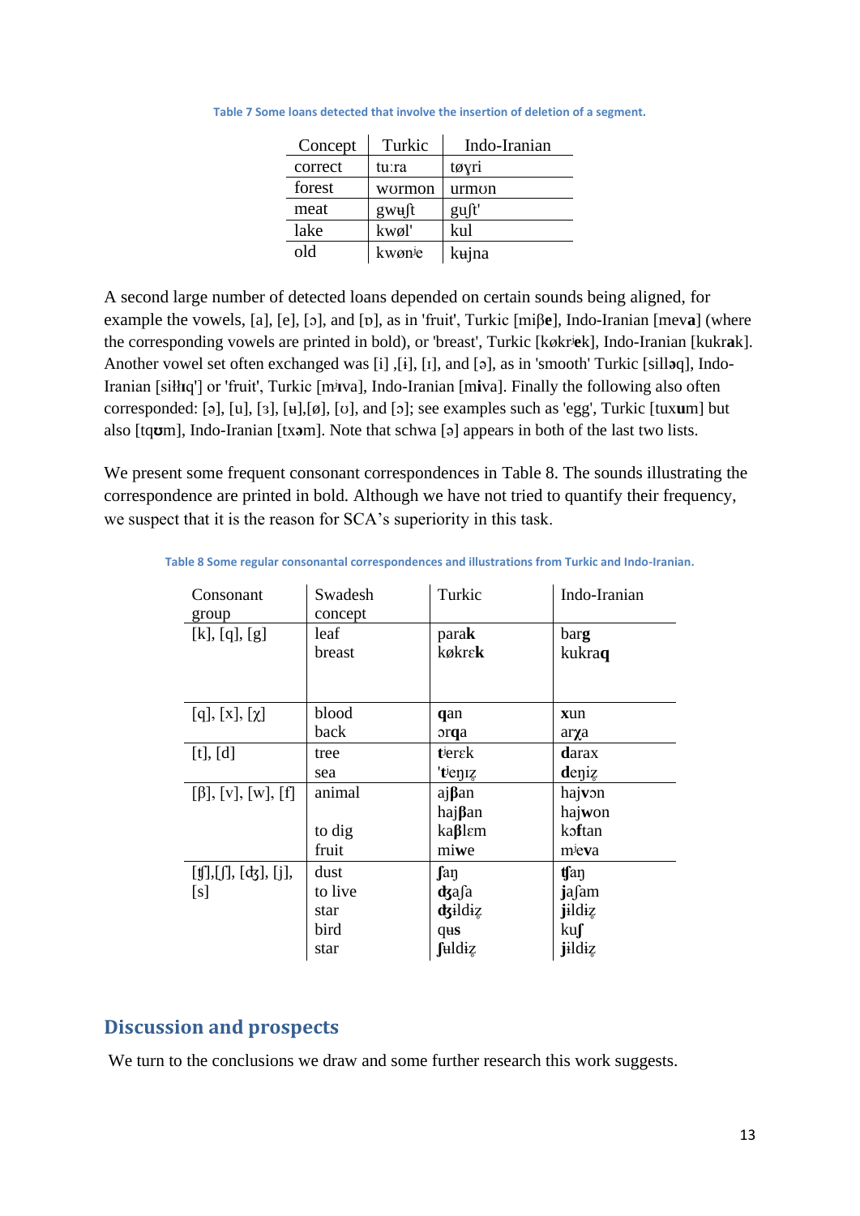Table 7 Some loans detected that involve the insertion of deletion of a segment.

| Concept | Turkic | Indo-Iranian |
|---|---|---|
| correct | tuːra | tøɣri |
| forest | wʊrmon | urmʊn |
| meat | gwʉʃt | guʃt' |
| lake | kwøl' | kul |
| old | kwønʲe | kʉjna |

A second large number of detected loans depended on certain sounds being aligned, for example the vowels, [a], [e], [ɔ], and [ɒ], as in 'fruit', Turkic [miβ**e**], Indo-Iranian [mev**a**] (where the corresponding vowels are printed in bold), or 'breast', Turkic [køkrʲ**e**k], Indo-Iranian [kukr**a**k]. Another vowel set often exchanged was [i] ,[ɨ], [ɪ], and [ə], as in 'smooth' Turkic [sill**ə**q], Indo-Iranian [siłł**ɪ**q'] or 'fruit', Turkic [mʲ**ɪ**va], Indo-Iranian [m**i**va]. Finally the following also often corresponded: [ə], [u], [ɜ], [ʉ],[ø], [ʊ], and [ɔ]; see examples such as 'egg', Turkic [tux**u**m] but also [tq**ʊ**m], Indo-Iranian [tx**ə**m]. Note that schwa [ə] appears in both of the last two lists.

We present some frequent consonant correspondences in Table 8. The sounds illustrating the correspondence are printed in bold. Although we have not tried to quantify their frequency, we suspect that it is the reason for SCA's superiority in this task.

Table 8 Some regular consonantal correspondences and illustrations from Turkic and Indo-Iranian.

| Consonant group | Swadesh concept | Turkic | Indo-Iranian |
|---|---|---|---|
| [k], [q], [g] | leaf<br>breast | para**k**<br>køkrɛ**k** | bar**g**<br>kukra**q** |
| [q], [x], [χ] | blood<br>back | **q**an<br>ɔr**q**a | **x**un<br>ar**χ**a |
| [t], [d] | tree<br>sea | **t**ʲerɛk<br>'**t**ʲeŋɪz̥ | **d**arax<br>**d**eŋiz̥ |
| [β], [v], [w], [f] | animal<br><br>to dig<br>fruit | aj**β**an<br>haj**β**an<br>ka**β**lɛm<br>mi**w**e | haj**v**ən<br>haj**w**on<br>kɔ**f**tan<br>mʲe**v**a |
| [ʧ],[ʃ], [ʤ], [j], [s] | dust<br>to live<br>star<br>bird<br>star | **ʃ**aŋ<br>**ʤ**aʃa<br>**ʤ**ɨldiz̥<br>qʉ**s**<br>**ʃ**ʉldiz̥ | **ʧ**aŋ<br>**j**aʃam<br>**j**ɨldiz̥<br>ku**ʃ**<br>**j**ɨldiz̥ |

## Discussion and prospects

We turn to the conclusions we draw and some further research this work suggests.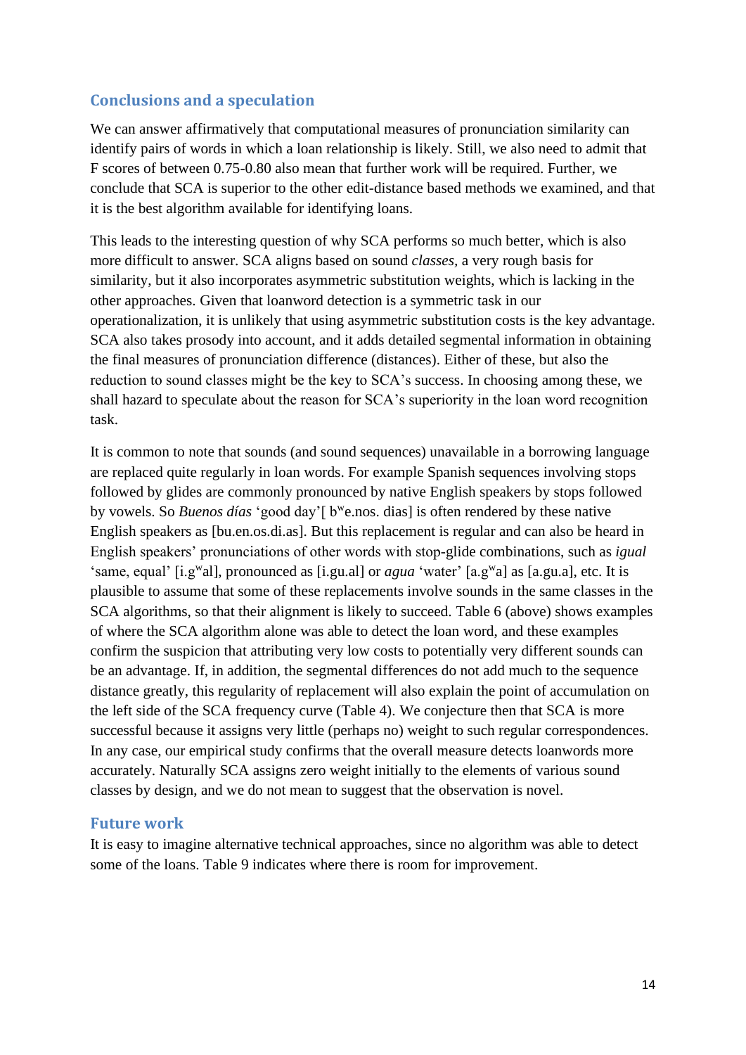## Conclusions and a speculation

We can answer affirmatively that computational measures of pronunciation similarity can identify pairs of words in which a loan relationship is likely. Still, we also need to admit that F scores of between 0.75-0.80 also mean that further work will be required. Further, we conclude that SCA is superior to the other edit-distance based methods we examined, and that it is the best algorithm available for identifying loans.

This leads to the interesting question of why SCA performs so much better, which is also more difficult to answer. SCA aligns based on sound *classes*, a very rough basis for similarity, but it also incorporates asymmetric substitution weights, which is lacking in the other approaches. Given that loanword detection is a symmetric task in our operationalization, it is unlikely that using asymmetric substitution costs is the key advantage. SCA also takes prosody into account, and it adds detailed segmental information in obtaining the final measures of pronunciation difference (distances). Either of these, but also the reduction to sound classes might be the key to SCA's success. In choosing among these, we shall hazard to speculate about the reason for SCA's superiority in the loan word recognition task.

It is common to note that sounds (and sound sequences) unavailable in a borrowing language are replaced quite regularly in loan words. For example Spanish sequences involving stops followed by glides are commonly pronounced by native English speakers by stops followed by vowels. So *Buenos días* 'good day'[ bʷe.nos. dias] is often rendered by these native English speakers as [bu.en.os.di.as]. But this replacement is regular and can also be heard in English speakers' pronunciations of other words with stop-glide combinations, such as *igual* 'same, equal' [i.gʷal], pronounced as [i.gu.al] or *agua* 'water' [a.gʷa] as [a.gu.a], etc. It is plausible to assume that some of these replacements involve sounds in the same classes in the SCA algorithms, so that their alignment is likely to succeed. Table 6 (above) shows examples of where the SCA algorithm alone was able to detect the loan word, and these examples confirm the suspicion that attributing very low costs to potentially very different sounds can be an advantage. If, in addition, the segmental differences do not add much to the sequence distance greatly, this regularity of replacement will also explain the point of accumulation on the left side of the SCA frequency curve (Table 4). We conjecture then that SCA is more successful because it assigns very little (perhaps no) weight to such regular correspondences. In any case, our empirical study confirms that the overall measure detects loanwords more accurately. Naturally SCA assigns zero weight initially to the elements of various sound classes by design, and we do not mean to suggest that the observation is novel.

## Future work

It is easy to imagine alternative technical approaches, since no algorithm was able to detect some of the loans. Table 9 indicates where there is room for improvement.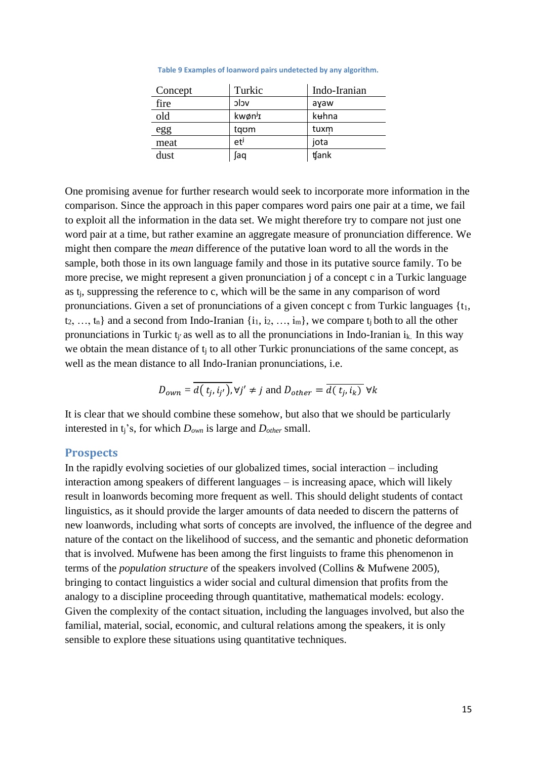Table 9 Examples of loanword pairs undetected by any algorithm.

| Concept | Turkic | Indo-Iranian |
|---|---|---|
| fire | ɔlɔv | aɣaw |
| old | kwønʲɪ | kʉhna |
| egg | tqʊm | tuxm̩ |
| meat | etʲ | jota |
| dust | ʃaq | ʧank |

One promising avenue for further research would seek to incorporate more information in the comparison. Since the approach in this paper compares word pairs one pair at a time, we fail to exploit all the information in the data set. We might therefore try to compare not just one word pair at a time, but rather examine an aggregate measure of pronunciation difference. We might then compare the *mean* difference of the putative loan word to all the words in the sample, both those in its own language family and those in its putative source family. To be more precise, we might represent a given pronunciation j of a concept c in a Turkic language as $t_j$, suppressing the reference to c, which will be the same in any comparison of word pronunciations. Given a set of pronunciations of a given concept c from Turkic languages $\{t_1, t_2, \ldots, t_n\}$ and a second from Indo-Iranian $\{i_1, i_2, \ldots, i_m\}$, we compare $t_j$ both to all the other pronunciations in Turkic $t_{j'}$ as well as to all the pronunciations in Indo-Iranian $i_k$. In this way we obtain the mean distance of $t_j$ to all other Turkic pronunciations of the same concept, as well as the mean distance to all Indo-Iranian pronunciations, i.e.

$$D_{own} = \overline{d(\, t_j, i_{j'})}, \forall j' \neq j \text{ and } D_{other} = \overline{d(\, t_j, i_k)} \ \forall k$$

It is clear that we should combine these somehow, but also that we should be particularly interested in $t_j$'s, for which $D_{own}$ is large and $D_{other}$ small.

## Prospects

In the rapidly evolving societies of our globalized times, social interaction – including interaction among speakers of different languages – is increasing apace, which will likely result in loanwords becoming more frequent as well. This should delight students of contact linguistics, as it should provide the larger amounts of data needed to discern the patterns of new loanwords, including what sorts of concepts are involved, the influence of the degree and nature of the contact on the likelihood of success, and the semantic and phonetic deformation that is involved. Mufwene has been among the first linguists to frame this phenomenon in terms of the *population structure* of the speakers involved (Collins & Mufwene 2005), bringing to contact linguistics a wider social and cultural dimension that profits from the analogy to a discipline proceeding through quantitative, mathematical models: ecology. Given the complexity of the contact situation, including the languages involved, but also the familial, material, social, economic, and cultural relations among the speakers, it is only sensible to explore these situations using quantitative techniques.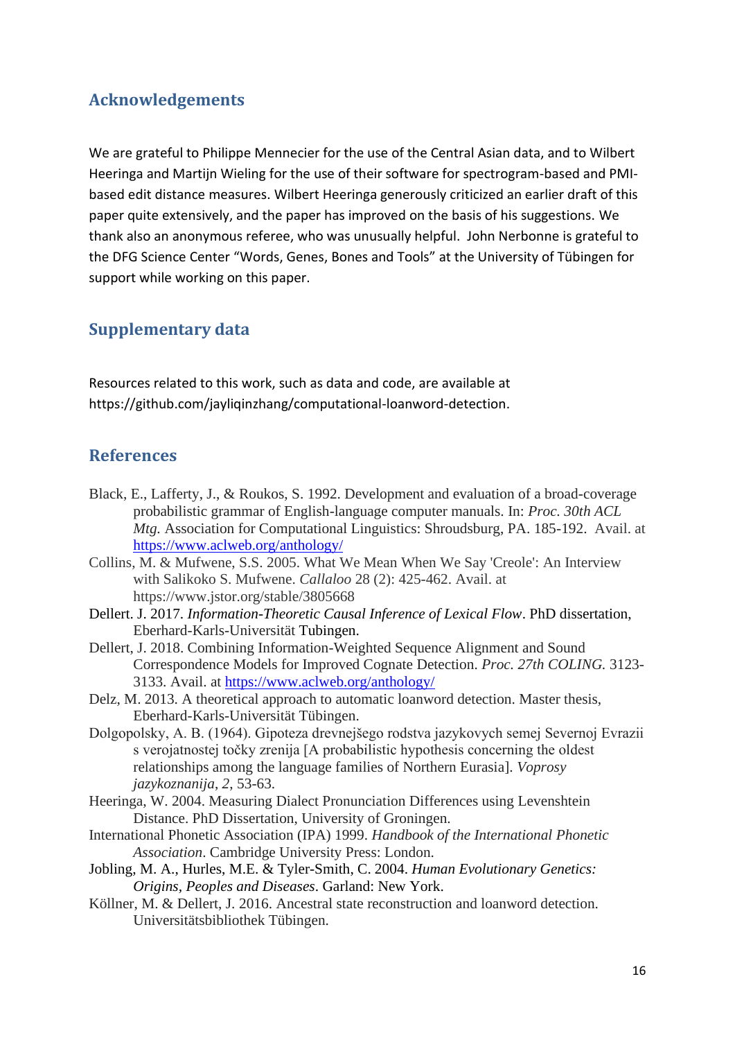## Acknowledgements

We are grateful to Philippe Mennecier for the use of the Central Asian data, and to Wilbert Heeringa and Martijn Wieling for the use of their software for spectrogram-based and PMI-based edit distance measures. Wilbert Heeringa generously criticized an earlier draft of this paper quite extensively, and the paper has improved on the basis of his suggestions. We thank also an anonymous referee, who was unusually helpful. John Nerbonne is grateful to the DFG Science Center "Words, Genes, Bones and Tools" at the University of Tübingen for support while working on this paper.

## Supplementary data

Resources related to this work, such as data and code, are available at https://github.com/jayliqinzhang/computational-loanword-detection.

## References

Black, E., Lafferty, J., & Roukos, S. 1992. Development and evaluation of a broad-coverage probabilistic grammar of English-language computer manuals. In: *Proc. 30th ACL Mtg.* Association for Computational Linguistics: Shroudsburg, PA. 185-192. Avail. at https://www.aclweb.org/anthology/

Collins, M. & Mufwene, S.S. 2005. What We Mean When We Say 'Creole': An Interview with Salikoko S. Mufwene. *Callaloo* 28 (2): 425-462. Avail. at https://www.jstor.org/stable/3805668

Dellert. J. 2017. *Information-Theoretic Causal Inference of Lexical Flow*. PhD dissertation, Eberhard-Karls-Universität Tubingen.

Dellert, J. 2018. Combining Information-Weighted Sequence Alignment and Sound Correspondence Models for Improved Cognate Detection. *Proc. 27th COLING.* 3123-3133. Avail. at https://www.aclweb.org/anthology/

Delz, M. 2013. A theoretical approach to automatic loanword detection. Master thesis, Eberhard-Karls-Universität Tübingen.

Dolgopolsky, A. B. (1964). Gipoteza drevnejšego rodstva jazykovych semej Severnoj Evrazii s verojatnostej točky zrenija [A probabilistic hypothesis concerning the oldest relationships among the language families of Northern Eurasia]. *Voprosy jazykoznanija*, *2*, 53-63.

Heeringa, W. 2004. Measuring Dialect Pronunciation Differences using Levenshtein Distance. PhD Dissertation, University of Groningen.

International Phonetic Association (IPA) 1999. *Handbook of the International Phonetic Association*. Cambridge University Press: London.

Jobling, M. A., Hurles, M.E. & Tyler-Smith, C. 2004. *Human Evolutionary Genetics: Origins, Peoples and Diseases*. Garland: New York.

Köllner, M. & Dellert, J. 2016. Ancestral state reconstruction and loanword detection. Universitätsbibliothek Tübingen.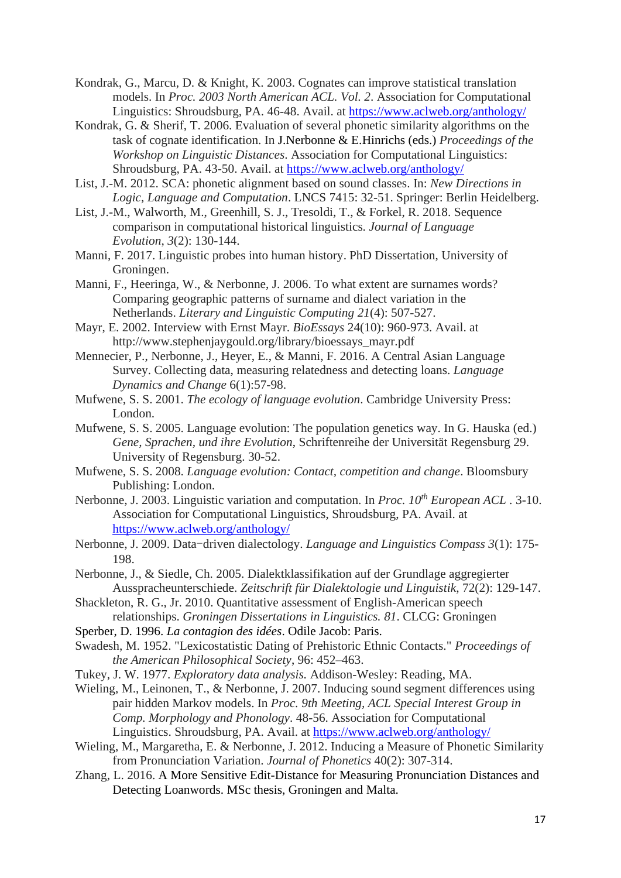Kondrak, G., Marcu, D. & Knight, K. 2003. Cognates can improve statistical translation models. In *Proc. 2003 North American ACL. Vol. 2*. Association for Computational Linguistics: Shroudsburg, PA. 46-48. Avail. at https://www.aclweb.org/anthology/

Kondrak, G. & Sherif, T. 2006. Evaluation of several phonetic similarity algorithms on the task of cognate identification. In J.Nerbonne & E.Hinrichs (eds.) *Proceedings of the Workshop on Linguistic Distances*. Association for Computational Linguistics: Shroudsburg, PA. 43-50. Avail. at https://www.aclweb.org/anthology/

List, J.-M. 2012. SCA: phonetic alignment based on sound classes. In: *New Directions in Logic, Language and Computation*. LNCS 7415: 32-51. Springer: Berlin Heidelberg.

List, J.-M., Walworth, M., Greenhill, S. J., Tresoldi, T., & Forkel, R. 2018. Sequence comparison in computational historical linguistics. *Journal of Language Evolution*, *3*(2): 130-144.

Manni, F. 2017. Linguistic probes into human history. PhD Dissertation, University of Groningen.

Manni, F., Heeringa, W., & Nerbonne, J. 2006. To what extent are surnames words? Comparing geographic patterns of surname and dialect variation in the Netherlands. *Literary and Linguistic Computing 21*(4): 507-527.

Mayr, E. 2002. Interview with Ernst Mayr. *BioEssays* 24(10): 960-973. Avail. at http://www.stephenjaygould.org/library/bioessays_mayr.pdf

Mennecier, P., Nerbonne, J., Heyer, E., & Manni, F. 2016. A Central Asian Language Survey. Collecting data, measuring relatedness and detecting loans. *Language Dynamics and Change* 6(1):57-98.

Mufwene, S. S. 2001. *The ecology of language evolution*. Cambridge University Press: London.

Mufwene, S. S. 2005. Language evolution: The population genetics way. In G. Hauska (ed.) *Gene, Sprachen, und ihre Evolution*, Schriftenreihe der Universität Regensburg 29. University of Regensburg. 30-52.

Mufwene, S. S. 2008. *Language evolution: Contact, competition and change*. Bloomsbury Publishing: London.

Nerbonne, J. 2003. Linguistic variation and computation. In *Proc. 10th European ACL* . 3-10. Association for Computational Linguistics, Shroudsburg, PA. Avail. at https://www.aclweb.org/anthology/

Nerbonne, J. 2009. Data−driven dialectology. *Language and Linguistics Compass 3*(1): 175-198.

Nerbonne, J., & Siedle, Ch. 2005. Dialektklassifikation auf der Grundlage aggregierter Ausspracheunterschiede. *Zeitschrift für Dialektologie und Linguistik*, 72(2): 129-147.

Shackleton, R. G., Jr. 2010. Quantitative assessment of English-American speech relationships. *Groningen Dissertations in Linguistics. 81*. CLCG: Groningen

Sperber, D. 1996. *La contagion des idées*. Odile Jacob: Paris.

Swadesh, M. 1952. "Lexicostatistic Dating of Prehistoric Ethnic Contacts." *Proceedings of the American Philosophical Society*, 96: 452–463.

Tukey, J. W. 1977. *Exploratory data analysis.* Addison-Wesley: Reading, MA.

Wieling, M., Leinonen, T., & Nerbonne, J. 2007. Inducing sound segment differences using pair hidden Markov models. In *Proc. 9th Meeting, ACL Special Interest Group in Comp. Morphology and Phonology*. 48-56. Association for Computational Linguistics. Shroudsburg, PA. Avail. at https://www.aclweb.org/anthology/

Wieling, M., Margaretha, E. & Nerbonne, J. 2012. Inducing a Measure of Phonetic Similarity from Pronunciation Variation. *Journal of Phonetics* 40(2): 307-314.

Zhang, L. 2016. A More Sensitive Edit-Distance for Measuring Pronunciation Distances and Detecting Loanwords. MSc thesis, Groningen and Malta.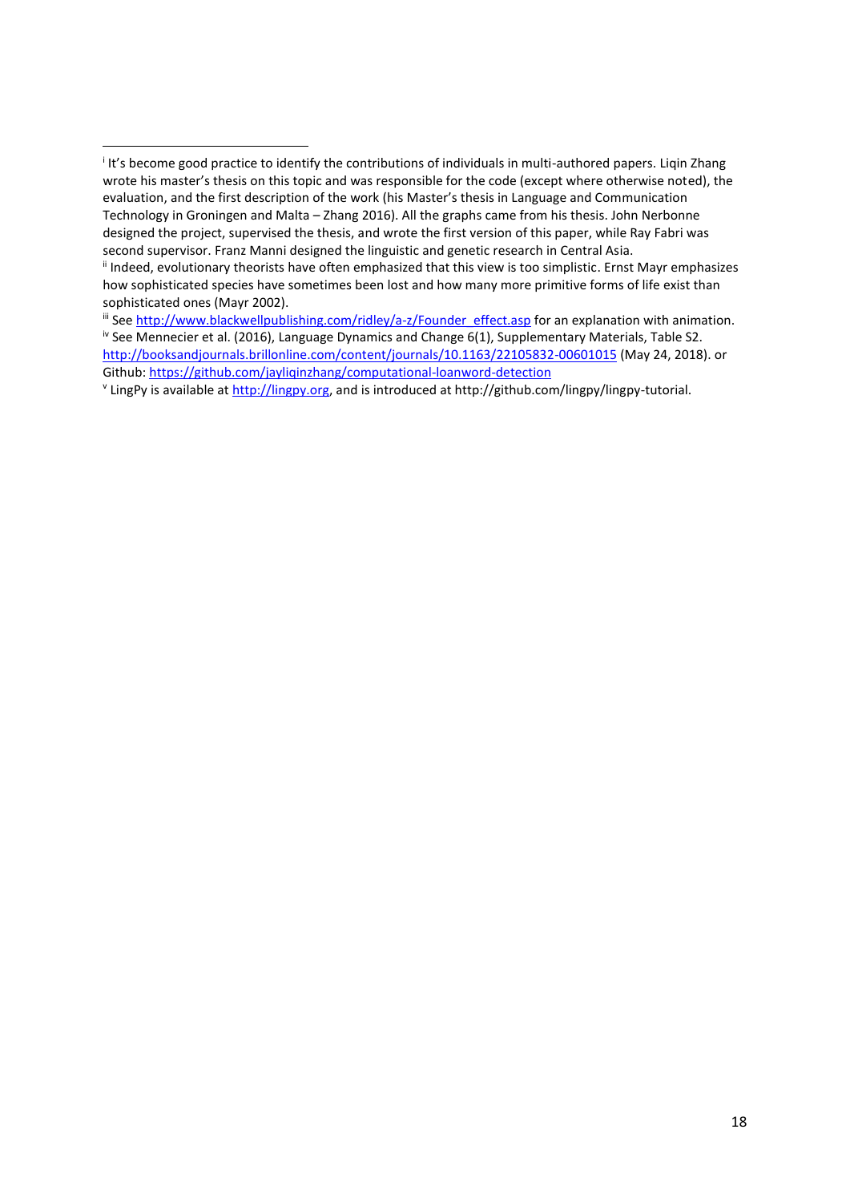[i] It's become good practice to identify the contributions of individuals in multi-authored papers. Liqin Zhang wrote his master's thesis on this topic and was responsible for the code (except where otherwise noted), the evaluation, and the first description of the work (his Master's thesis in Language and Communication Technology in Groningen and Malta – Zhang 2016). All the graphs came from his thesis. John Nerbonne designed the project, supervised the thesis, and wrote the first version of this paper, while Ray Fabri was second supervisor. Franz Manni designed the linguistic and genetic research in Central Asia.

[ii] Indeed, evolutionary theorists have often emphasized that this view is too simplistic. Ernst Mayr emphasizes how sophisticated species have sometimes been lost and how many more primitive forms of life exist than sophisticated ones (Mayr 2002).

[iii] See http://www.blackwellpublishing.com/ridley/a-z/Founder_effect.asp for an explanation with animation.

[iv] See Mennecier et al. (2016), Language Dynamics and Change 6(1), Supplementary Materials, Table S2. http://booksandjournals.brillonline.com/content/journals/10.1163/22105832-00601015 (May 24, 2018). or Github: https://github.com/jayliqinzhang/computational-loanword-detection

[v] LingPy is available at http://lingpy.org, and is introduced at http://github.com/lingpy/lingpy-tutorial.